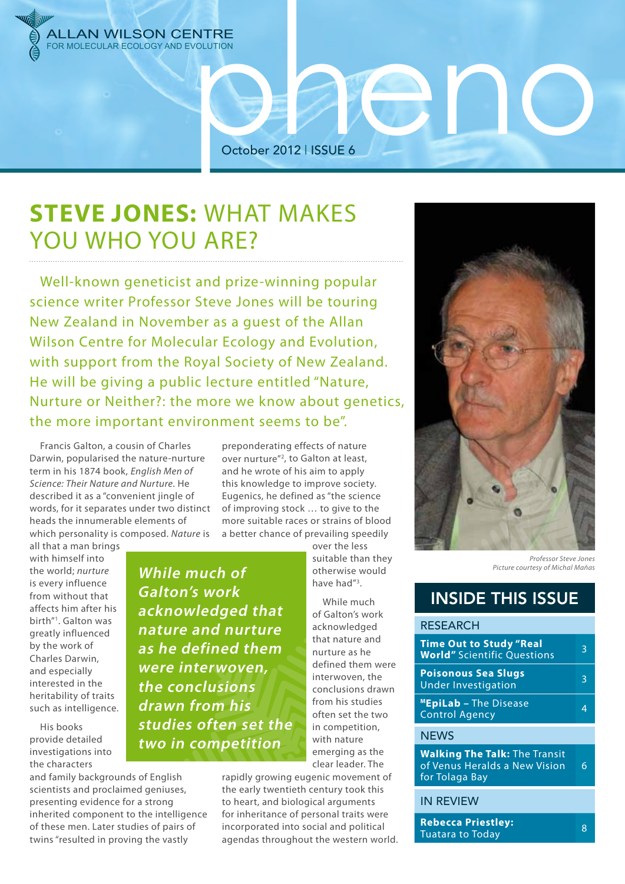ALLAN WILSON CENTRE
FOR MOLECULAR ECOLOGY AND EVOLUTION

# pheno

October 2012 | ISSUE 6

## **STEVE JONES:** WHAT MAKES YOU WHO YOU ARE?

Well-known geneticist and prize-winning popular science writer Professor Steve Jones will be touring New Zealand in November as a guest of the Allan Wilson Centre for Molecular Ecology and Evolution, with support from the Royal Society of New Zealand. He will be giving a public lecture entitled "Nature, Nurture or Neither?: the more we know about genetics, the more important environment seems to be".

Francis Galton, a cousin of Charles Darwin, popularised the nature-nurture term in his 1874 book, *English Men of Science: Their Nature and Nurture*. He described it as a "convenient jingle of words, for it separates under two distinct heads the innumerable elements of which personality is composed. *Nature* is all that a man brings with himself into the world; *nurture* is every influence from without that affects him after his birth"[1]. Galton was greatly influenced by the work of Charles Darwin, and especially interested in the heritability of traits such as intelligence.

His books provide detailed investigations into the characters and family backgrounds of English scientists and proclaimed geniuses, presenting evidence for a strong inherited component to the intelligence of these men. Later studies of pairs of twins "resulted in proving the vastly preponderating effects of nature over nurture"[2], to Galton at least, and he wrote of his aim to apply this knowledge to improve society. Eugenics, he defined as "the science of improving stock … to give to the more suitable races or strains of blood a better chance of prevailing speedily over the less suitable than they otherwise would have had"[3].

> ***While much of Galton's work acknowledged that nature and nurture as he defined them were interwoven, the conclusions drawn from his studies often set the two in competition***

While much of Galton's work acknowledged that nature and nurture as he defined them were interwoven, the conclusions drawn from his studies often set the two in competition, with nature emerging as the clear leader. The rapidly growing eugenic movement of the early twentieth century took this to heart, and biological arguments for inheritance of personal traits were incorporated into social and political agendas throughout the western world.

*Professor Steve Jones*
*Picture courtesy of Michal Mañas*

## INSIDE THIS ISSUE

### RESEARCH

- **Time Out to Study "Real World"** Scientific Questions — 3
- **Poisonous Sea Slugs** Under Investigation — 3
- **MEpiLab –** The Disease Control Agency — 4

### NEWS

- **Walking The Talk:** The Transit of Venus Heralds a New Vision for Tolaga Bay — 6

### IN REVIEW

- **Rebecca Priestley:** Tuatara to Today — 8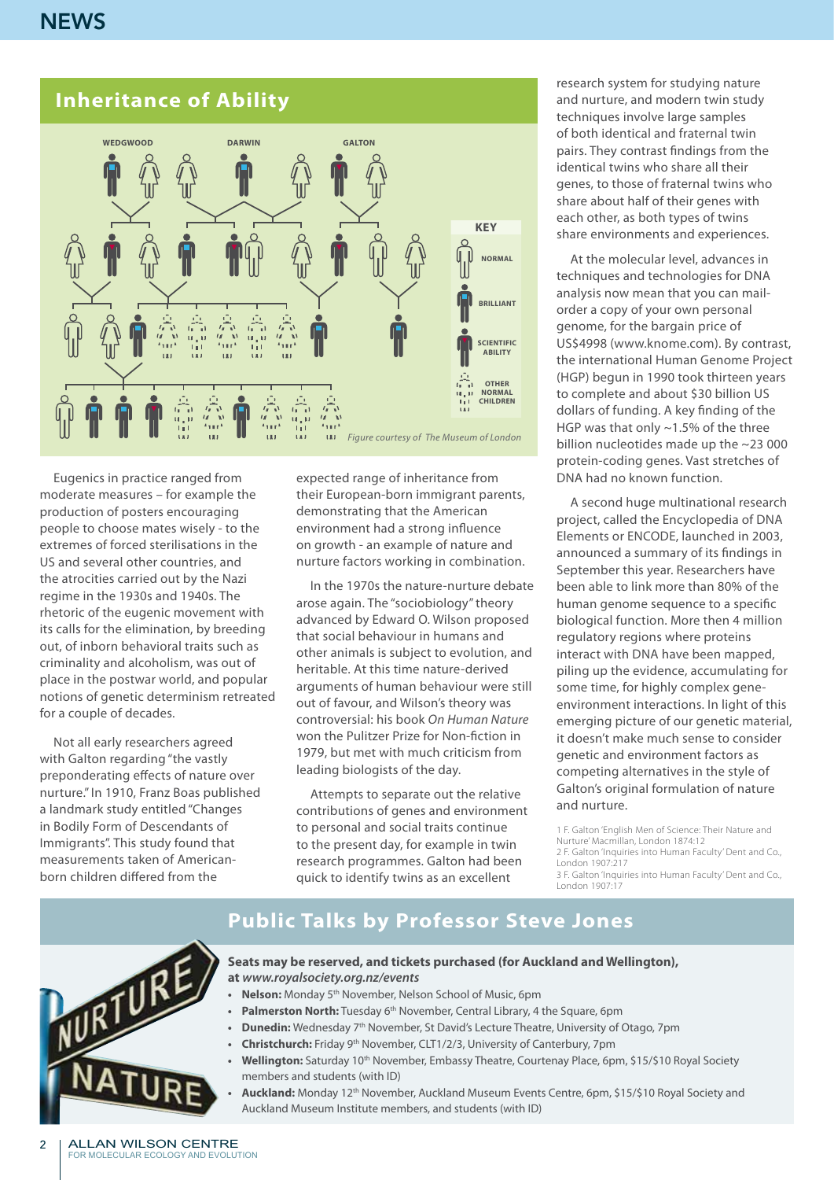## Inheritance of Ability

WEDGWOOD DARWIN GALTON

KEY: NORMAL, BRILLIANT, SCIENTIFIC ABILITY, OTHER NORMAL CHILDREN

*Figure courtesy of The Museum of London*

Eugenics in practice ranged from moderate measures – for example the production of posters encouraging people to choose mates wisely - to the extremes of forced sterilisations in the US and several other countries, and the atrocities carried out by the Nazi regime in the 1930s and 1940s. The rhetoric of the eugenic movement with its calls for the elimination, by breeding out, of inborn behavioral traits such as criminality and alcoholism, was out of place in the postwar world, and popular notions of genetic determinism retreated for a couple of decades.

Not all early researchers agreed with Galton regarding "the vastly preponderating effects of nature over nurture." In 1910, Franz Boas published a landmark study entitled "Changes in Bodily Form of Descendants of Immigrants". This study found that measurements taken of American-born children differed from the expected range of inheritance from their European-born immigrant parents, demonstrating that the American environment had a strong influence on growth - an example of nature and nurture factors working in combination.

In the 1970s the nature-nurture debate arose again. The "sociobiology" theory advanced by Edward O. Wilson proposed that social behaviour in humans and other animals is subject to evolution, and heritable. At this time nature-derived arguments of human behaviour were still out of favour, and Wilson's theory was controversial: his book *On Human Nature* won the Pulitzer Prize for Non-fiction in 1979, but met with much criticism from leading biologists of the day.

Attempts to separate out the relative contributions of genes and environment to personal and social traits continue to the present day, for example in twin research programmes. Galton had been quick to identify twins as an excellent research system for studying nature and nurture, and modern twin study techniques involve large samples of both identical and fraternal twin pairs. They contrast findings from the identical twins who share all their genes, to those of fraternal twins who share about half of their genes with each other, as both types of twins share environments and experiences.

At the molecular level, advances in techniques and technologies for DNA analysis now mean that you can mail-order a copy of your own personal genome, for the bargain price of US$4998 (www.knome.com). By contrast, the international Human Genome Project (HGP) begun in 1990 took thirteen years to complete and about $30 billion US dollars of funding. A key finding of the HGP was that only ~1.5% of the three billion nucleotides made up the ~23 000 protein-coding genes. Vast stretches of DNA had no known function.

A second huge multinational research project, called the Encyclopedia of DNA Elements or ENCODE, launched in 2003, announced a summary of its findings in September this year. Researchers have been able to link more than 80% of the human genome sequence to a specific biological function. More then 4 million regulatory regions where proteins interact with DNA have been mapped, piling up the evidence, accumulating for some time, for highly complex gene-environment interactions. In light of this emerging picture of our genetic material, it doesn't make much sense to consider genetic and environment factors as competing alternatives in the style of Galton's original formulation of nature and nurture.

1 F. Galton 'English Men of Science: Their Nature and Nurture' Macmillan, London 1874:12
2 F. Galton 'Inquiries into Human Faculty' Dent and Co., London 1907:217
3 F. Galton 'Inquiries into Human Faculty' Dent and Co., London 1907:17

## Public Talks by Professor Steve Jones

NURTURE NATURE

**Seats may be reserved, and tickets purchased (for Auckland and Wellington), at *www.royalsociety.org.nz/events***

- **Nelson:** Monday 5th November, Nelson School of Music, 6pm
- **Palmerston North:** Tuesday 6th November, Central Library, 4 the Square, 6pm
- **Dunedin:** Wednesday 7th November, St David's Lecture Theatre, University of Otago, 7pm
- **Christchurch:** Friday 9th November, CLT1/2/3, University of Canterbury, 7pm
- **Wellington:** Saturday 10th November, Embassy Theatre, Courtenay Place, 6pm, $15/$10 Royal Society members and students (with ID)
- **Auckland:** Monday 12th November, Auckland Museum Events Centre, 6pm, $15/$10 Royal Society and Auckland Museum Institute members, and students (with ID)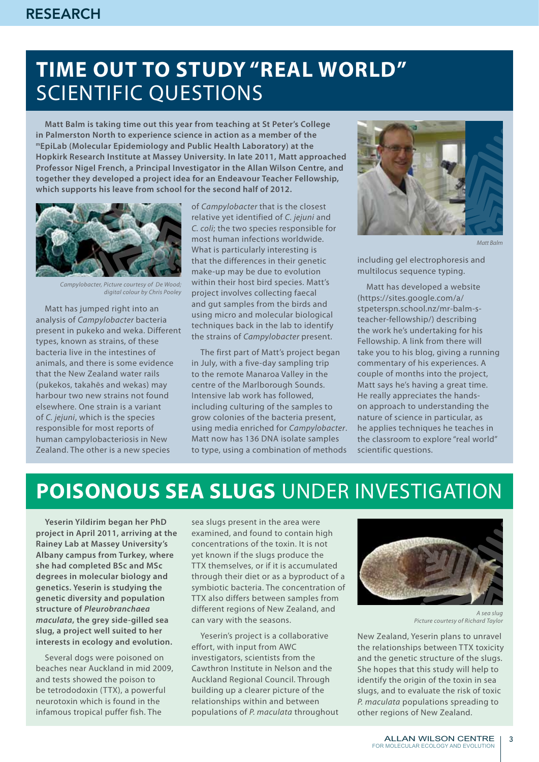# TIME OUT TO STUDY "REAL WORLD" SCIENTIFIC QUESTIONS

**Matt Balm is taking time out this year from teaching at St Peter's College in Palmerston North to experience science in action as a member of the mEpiLab (Molecular Epidemiology and Public Health Laboratory) at the Hopkirk Research Institute at Massey University. In late 2011, Matt approached Professor Nigel French, a Principal Investigator in the Allan Wilson Centre, and together they developed a project idea for an Endeavour Teacher Fellowship, which supports his leave from school for the second half of 2012.**

*Campylobacter, Picture courtesy of De Wood; digital colour by Chris Pooley*

Matt has jumped right into an analysis of *Campylobacter* bacteria present in pukeko and weka. Different types, known as strains, of these bacteria live in the intestines of animals, and there is some evidence that the New Zealand water rails (pukekos, takahēs and wekas) may harbour two new strains not found elsewhere. One strain is a variant of *C. jejuni*, which is the species responsible for most reports of human campylobacteriosis in New Zealand. The other is a new species of *Campylobacter* that is the closest relative yet identified of *C. jejuni* and *C. coli*; the two species responsible for most human infections worldwide. What is particularly interesting is that the differences in their genetic make-up may be due to evolution within their host bird species. Matt's project involves collecting faecal and gut samples from the birds and using micro and molecular biological techniques back in the lab to identify the strains of *Campylobacter* present.

The first part of Matt's project began in July, with a five-day sampling trip to the remote Manaroa Valley in the centre of the Marlborough Sounds. Intensive lab work has followed, including culturing of the samples to grow colonies of the bacteria present, using media enriched for *Campylobacter*. Matt now has 136 DNA isolate samples to type, using a combination of methods including gel electrophoresis and multilocus sequence typing.

*Matt Balm*

Matt has developed a website (https://sites.google.com/a/stpeterspn.school.nz/mr-balm-s-teacher-fellowship/) describing the work he's undertaking for his Fellowship. A link from there will take you to his blog, giving a running commentary of his experiences. A couple of months into the project, Matt says he's having a great time. He really appreciates the hands-on approach to understanding the nature of science in particular, as he applies techniques he teaches in the classroom to explore "real world" scientific questions.

# POISONOUS SEA SLUGS UNDER INVESTIGATION

**Yeserin Yildirim began her PhD project in April 2011, arriving at the Rainey Lab at Massey University's Albany campus from Turkey, where she had completed BSc and MSc degrees in molecular biology and genetics. Yeserin is studying the genetic diversity and population structure of *Pleurobranchaea maculata*, the grey side-gilled sea slug, a project well suited to her interests in ecology and evolution.**

Several dogs were poisoned on beaches near Auckland in mid 2009, and tests showed the poison to be tetrododoxin (TTX), a powerful neurotoxin which is found in the infamous tropical puffer fish. The sea slugs present in the area were examined, and found to contain high concentrations of the toxin. It is not yet known if the slugs produce the TTX themselves, or if it is accumulated through their diet or as a byproduct of a symbiotic bacteria. The concentration of TTX also differs between samples from different regions of New Zealand, and can vary with the seasons.

Yeserin's project is a collaborative effort, with input from AWC investigators, scientists from the Cawthron Institute in Nelson and the Auckland Regional Council. Through building up a clearer picture of the relationships within and between populations of *P. maculata* throughout New Zealand, Yeserin plans to unravel the relationships between TTX toxicity and the genetic structure of the slugs. She hopes that this study will help to identify the origin of the toxin in sea slugs, and to evaluate the risk of toxic *P. maculata* populations spreading to other regions of New Zealand.

*A sea slug*
*Picture courtesy of Richard Taylor*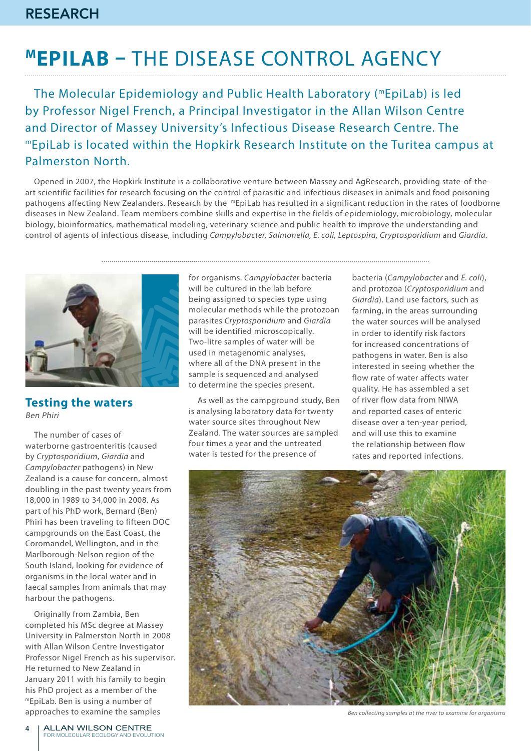# $^{m}$EPILAB – THE DISEASE CONTROL AGENCY

The Molecular Epidemiology and Public Health Laboratory ($^{m}$EpiLab) is led by Professor Nigel French, a Principal Investigator in the Allan Wilson Centre and Director of Massey University's Infectious Disease Research Centre. The $^{m}$EpiLab is located within the Hopkirk Research Institute on the Turitea campus at Palmerston North.

Opened in 2007, the Hopkirk Institute is a collaborative venture between Massey and AgResearch, providing state-of-the-art scientific facilities for research focusing on the control of parasitic and infectious diseases in animals and food poisoning pathogens affecting New Zealanders. Research by the $^{m}$EpiLab has resulted in a significant reduction in the rates of foodborne diseases in New Zealand. Team members combine skills and expertise in the fields of epidemiology, microbiology, molecular biology, bioinformatics, mathematical modeling, veterinary science and public health to improve the understanding and control of agents of infectious disease, including *Campylobacter, Salmonella, E. coli, Leptospira, Cryptosporidium* and *Giardia*.

## Testing the waters

*Ben Phiri*

The number of cases of waterborne gastroenteritis (caused by *Cryptosporidium*, *Giardia* and *Campylobacter* pathogens) in New Zealand is a cause for concern, almost doubling in the past twenty years from 18,000 in 1989 to 34,000 in 2008. As part of his PhD work, Bernard (Ben) Phiri has been traveling to fifteen DOC campgrounds on the East Coast, the Coromandel, Wellington, and in the Marlborough-Nelson region of the South Island, looking for evidence of organisms in the local water and in faecal samples from animals that may harbour the pathogens.

Originally from Zambia, Ben completed his MSc degree at Massey University in Palmerston North in 2008 with Allan Wilson Centre Investigator Professor Nigel French as his supervisor. He returned to New Zealand in January 2011 with his family to begin his PhD project as a member of the $^{m}$EpiLab. Ben is using a number of approaches to examine the samples for organisms. *Campylobacter* bacteria will be cultured in the lab before being assigned to species type using molecular methods while the protozoan parasites *Cryptosporidium* and *Giardia* will be identified microscopically. Two-litre samples of water will be used in metagenomic analyses, where all of the DNA present in the sample is sequenced and analysed to determine the species present.

As well as the campground study, Ben is analysing laboratory data for twenty water source sites throughout New Zealand. The water sources are sampled four times a year and the untreated water is tested for the presence of bacteria (*Campylobacter* and *E. coli*), and protozoa (*Cryptosporidium* and *Giardia*). Land use factors, such as farming, in the areas surrounding the water sources will be analysed in order to identify risk factors for increased concentrations of pathogens in water. Ben is also interested in seeing whether the flow rate of water affects water quality. He has assembled a set of river flow data from NIWA and reported cases of enteric disease over a ten-year period, and will use this to examine the relationship between flow rates and reported infections.

*Ben collecting samples at the river to examine for organisms*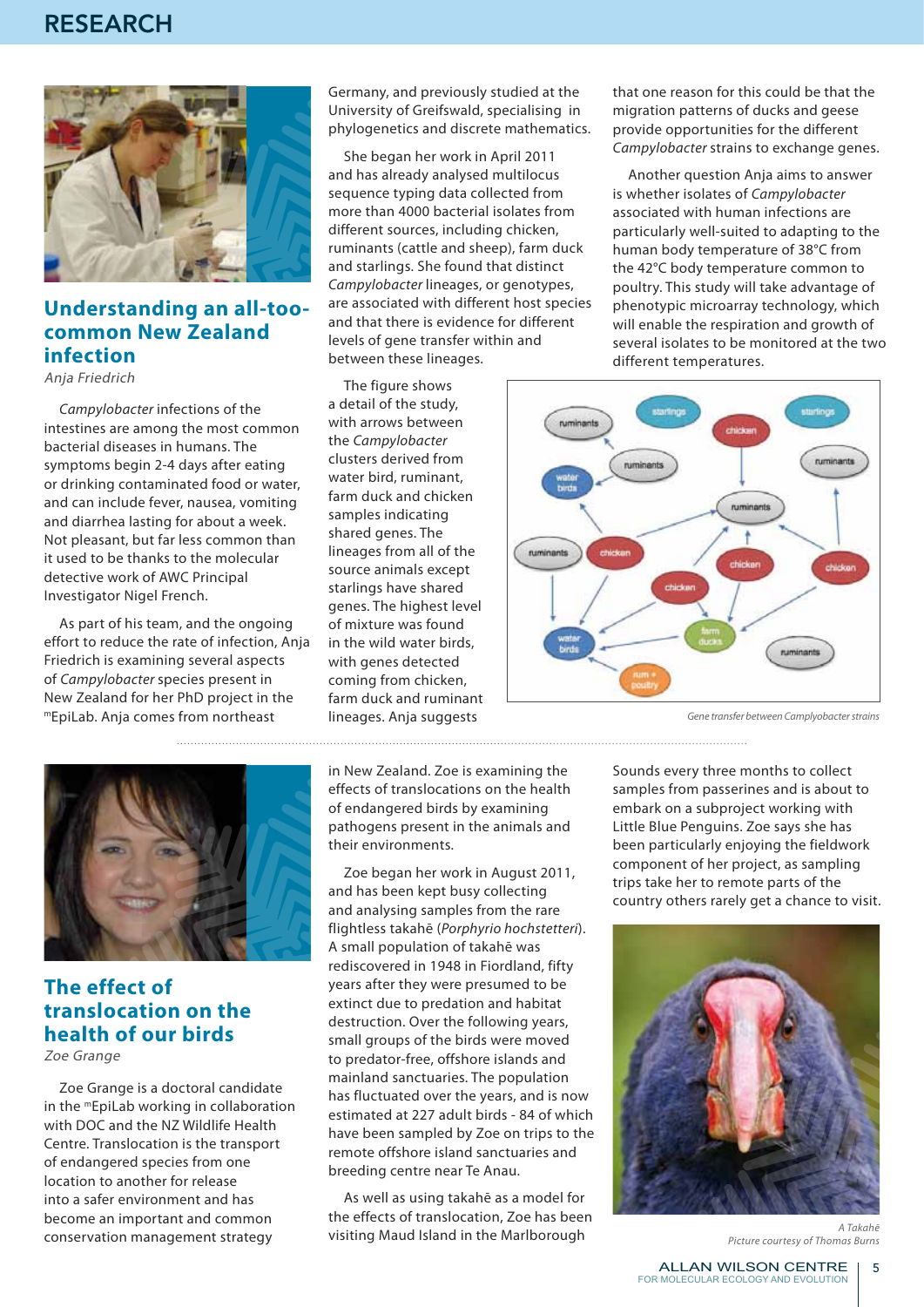## Understanding an all-too-common New Zealand infection

*Anja Friedrich*

*Campylobacter* infections of the intestines are among the most common bacterial diseases in humans. The symptoms begin 2-4 days after eating or drinking contaminated food or water, and can include fever, nausea, vomiting and diarrhea lasting for about a week. Not pleasant, but far less common than it used to be thanks to the molecular detective work of AWC Principal Investigator Nigel French.

As part of his team, and the ongoing effort to reduce the rate of infection, Anja Friedrich is examining several aspects of *Campylobacter* species present in New Zealand for her PhD project in the mEpiLab. Anja comes from northeast Germany, and previously studied at the University of Greifswald, specialising in phylogenetics and discrete mathematics.

She began her work in April 2011 and has already analysed multilocus sequence typing data collected from more than 4000 bacterial isolates from different sources, including chicken, ruminants (cattle and sheep), farm duck and starlings. She found that distinct *Campylobacter* lineages, or genotypes, are associated with different host species and that there is evidence for different levels of gene transfer within and between these lineages.

The figure shows a detail of the study, with arrows between the *Campylobacter* clusters derived from water bird, ruminant, farm duck and chicken samples indicating shared genes. The lineages from all of the source animals except starlings have shared genes. The highest level of mixture was found in the wild water birds, with genes detected coming from chicken, farm duck and ruminant lineages. Anja suggests that one reason for this could be that the migration patterns of ducks and geese provide opportunities for the different *Campylobacter* strains to exchange genes.

Another question Anja aims to answer is whether isolates of *Campylobacter* associated with human infections are particularly well-suited to adapting to the human body temperature of 38°C from the 42°C body temperature common to poultry. This study will take advantage of phenotypic microarray technology, which will enable the respiration and growth of several isolates to be monitored at the two different temperatures.

Gene transfer between Camplyobacter strains

## The effect of translocation on the health of our birds

*Zoe Grange*

Zoe Grange is a doctoral candidate in the mEpiLab working in collaboration with DOC and the NZ Wildlife Health Centre. Translocation is the transport of endangered species from one location to another for release into a safer environment and has become an important and common conservation management strategy in New Zealand. Zoe is examining the effects of translocations on the health of endangered birds by examining pathogens present in the animals and their environments.

Zoe began her work in August 2011, and has been kept busy collecting and analysing samples from the rare flightless takahē (*Porphyrio hochstetteri*). A small population of takahē was rediscovered in 1948 in Fiordland, fifty years after they were presumed to be extinct due to predation and habitat destruction. Over the following years, small groups of the birds were moved to predator-free, offshore islands and mainland sanctuaries. The population has fluctuated over the years, and is now estimated at 227 adult birds - 84 of which have been sampled by Zoe on trips to the remote offshore island sanctuaries and breeding centre near Te Anau.

As well as using takahē as a model for the effects of translocation, Zoe has been visiting Maud Island in the Marlborough Sounds every three months to collect samples from passerines and is about to embark on a subproject working with Little Blue Penguins. Zoe says she has been particularly enjoying the fieldwork component of her project, as sampling trips take her to remote parts of the country others rarely get a chance to visit.

A Takahē
Picture courtesy of Thomas Burns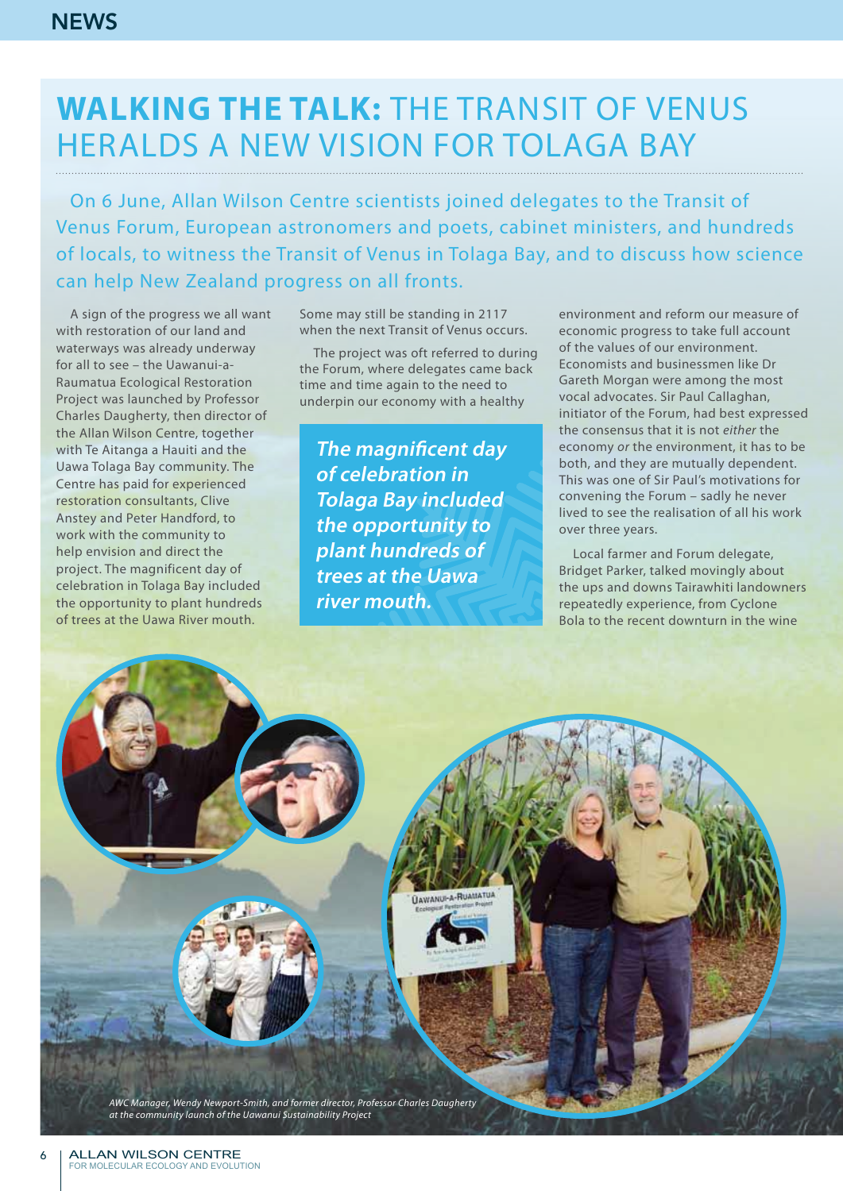# WALKING THE TALK: THE TRANSIT OF VENUS HERALDS A NEW VISION FOR TOLAGA BAY

On 6 June, Allan Wilson Centre scientists joined delegates to the Transit of Venus Forum, European astronomers and poets, cabinet ministers, and hundreds of locals, to witness the Transit of Venus in Tolaga Bay, and to discuss how science can help New Zealand progress on all fronts.

A sign of the progress we all want with restoration of our land and waterways was already underway for all to see – the Uawanui-a-Raumatua Ecological Restoration Project was launched by Professor Charles Daugherty, then director of the Allan Wilson Centre, together with Te Aitanga a Hauiti and the Uawa Tolaga Bay community. The Centre has paid for experienced restoration consultants, Clive Anstey and Peter Handford, to work with the community to help envision and direct the project. The magnificent day of celebration in Tolaga Bay included the opportunity to plant hundreds of trees at the Uawa River mouth. Some may still be standing in 2117 when the next Transit of Venus occurs.

The project was oft referred to during the Forum, where delegates came back time and time again to the need to underpin our economy with a healthy environment and reform our measure of economic progress to take full account of the values of our environment. Economists and businessmen like Dr Gareth Morgan were among the most vocal advocates. Sir Paul Callaghan, initiator of the Forum, had best expressed the consensus that it is not *either* the economy *or* the environment, it has to be both, and they are mutually dependent. This was one of Sir Paul's motivations for convening the Forum – sadly he never lived to see the realisation of all his work over three years.

***The magnificent day of celebration in Tolaga Bay included the opportunity to plant hundreds of trees at the Uawa river mouth.***

Local farmer and Forum delegate, Bridget Parker, talked movingly about the ups and downs Tairawhiti landowners repeatedly experience, from Cyclone Bola to the recent downturn in the wine

*AWC Manager, Wendy Newport-Smith, and former director, Professor Charles Daugherty at the community launch of the Uawanui Sustainability Project*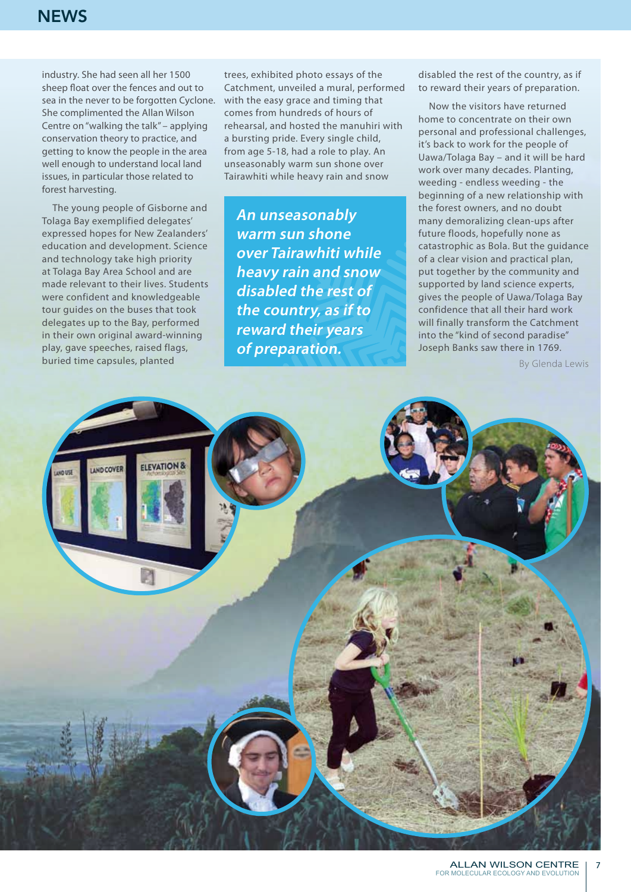industry. She had seen all her 1500 sheep float over the fences and out to sea in the never to be forgotten Cyclone. She complimented the Allan Wilson Centre on "walking the talk" – applying conservation theory to practice, and getting to know the people in the area well enough to understand local land issues, in particular those related to forest harvesting.

The young people of Gisborne and Tolaga Bay exemplified delegates' expressed hopes for New Zealanders' education and development. Science and technology take high priority at Tolaga Bay Area School and are made relevant to their lives. Students were confident and knowledgeable tour guides on the buses that took delegates up to the Bay, performed in their own original award-winning play, gave speeches, raised flags, buried time capsules, planted trees, exhibited photo essays of the Catchment, unveiled a mural, performed with the easy grace and timing that comes from hundreds of hours of rehearsal, and hosted the manuhiri with a bursting pride. Every single child, from age 5-18, had a role to play. An unseasonably warm sun shone over Tairawhiti while heavy rain and snow disabled the rest of the country, as if to reward their years of preparation.

> ***An unseasonably warm sun shone over Tairawhiti while heavy rain and snow disabled the rest of the country, as if to reward their years of preparation.***

Now the visitors have returned home to concentrate on their own personal and professional challenges, it's back to work for the people of Uawa/Tolaga Bay – and it will be hard work over many decades. Planting, weeding - endless weeding - the beginning of a new relationship with the forest owners, and no doubt many demoralizing clean-ups after future floods, hopefully none as catastrophic as Bola. But the guidance of a clear vision and practical plan, put together by the community and supported by land science experts, gives the people of Uawa/Tolaga Bay confidence that all their hard work will finally transform the Catchment into the "kind of second paradise" Joseph Banks saw there in 1769.

By Glenda Lewis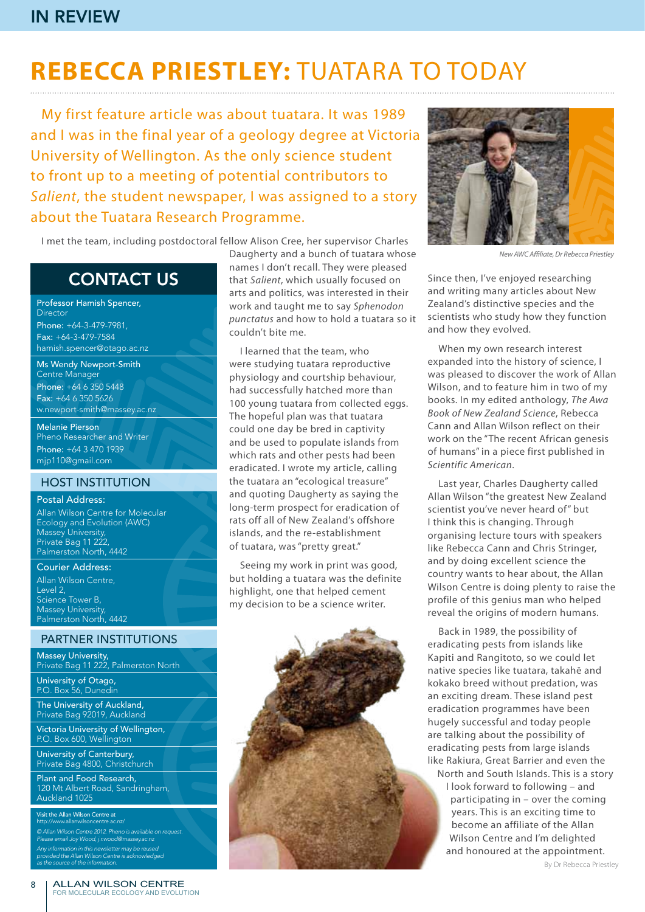# REBECCA PRIESTLEY: TUATARA TO TODAY

My first feature article was about tuatara. It was 1989 and I was in the final year of a geology degree at Victoria University of Wellington. As the only science student to front up to a meeting of potential contributors to *Salient*, the student newspaper, I was assigned to a story about the Tuatara Research Programme.

I met the team, including postdoctoral fellow Alison Cree, her supervisor Charles Daugherty and a bunch of tuatara whose names I don't recall. They were pleased that *Salient*, which usually focused on arts and politics, was interested in their work and taught me to say *Sphenodon punctatus* and how to hold a tuatara so it couldn't bite me.

I learned that the team, who were studying tuatara reproductive physiology and courtship behaviour, had successfully hatched more than 100 young tuatara from collected eggs. The hopeful plan was that tuatara could one day be bred in captivity and be used to populate islands from which rats and other pests had been eradicated. I wrote my article, calling the tuatara an "ecological treasure" and quoting Daugherty as saying the long-term prospect for eradication of rats off all of New Zealand's offshore islands, and the re-establishment of tuatara, was "pretty great."

Seeing my work in print was good, but holding a tuatara was the definite highlight, one that helped cement my decision to be a science writer.

New AWC Affiliate, Dr Rebecca Priestley

Since then, I've enjoyed researching and writing many articles about New Zealand's distinctive species and the scientists who study how they function and how they evolved.

When my own research interest expanded into the history of science, I was pleased to discover the work of Allan Wilson, and to feature him in two of my books. In my edited anthology, *The Awa Book of New Zealand Science*, Rebecca Cann and Allan Wilson reflect on their work on the "The recent African genesis of humans" in a piece first published in *Scientific American*.

Last year, Charles Daugherty called Allan Wilson "the greatest New Zealand scientist you've never heard of" but I think this is changing. Through organising lecture tours with speakers like Rebecca Cann and Chris Stringer, and by doing excellent science the country wants to hear about, the Allan Wilson Centre is doing plenty to raise the profile of this genius man who helped reveal the origins of modern humans.

Back in 1989, the possibility of eradicating pests from islands like Kapiti and Rangitoto, so we could let native species like tuatara, takahē and kokako breed without predation, was an exciting dream. These island pest eradication programmes have been hugely successful and today people are talking about the possibility of eradicating pests from large islands like Rakiura, Great Barrier and even the North and South Islands. This is a story I look forward to following – and participating in – over the coming years. This is an exciting time to become an affiliate of the Allan Wilson Centre and I'm delighted and honoured at the appointment.

By Dr Rebecca Priestley

## CONTACT US

Professor Hamish Spencer,
Director
Phone: +64-3-479-7981,
Fax: +64-3-479-7584
hamish.spencer@otago.ac.nz

Ms Wendy Newport-Smith
Centre Manager
Phone: +64 6 350 5448
Fax: +64 6 350 5626
w.newport-smith@massey.ac.nz

Melanie Pierson
Pheno Researcher and Writer
Phone: +64 3 470 1939
mjp110@gmail.com

### HOST INSTITUTION

Postal Address:
Allan Wilson Centre for Molecular Ecology and Evolution (AWC)
Massey University,
Private Bag 11 222,
Palmerston North, 4442

Courier Address:
Allan Wilson Centre,
Level 2,
Science Tower B,
Massey University,
Palmerston North, 4442

### PARTNER INSTITUTIONS

Massey University,
Private Bag 11 222, Palmerston North

University of Otago,
P.O. Box 56, Dunedin

The University of Auckland,
Private Bag 92019, Auckland

Victoria University of Wellington,
P.O. Box 600, Wellington

University of Canterbury,
Private Bag 4800, Christchurch

Plant and Food Research,
120 Mt Albert Road, Sandringham,
Auckland 1025

Visit the Allan Wilson Centre at
http://www.allanwilsoncentre.ac.nz/

*© Allan Wilson Centre 2012. Pheno is available on request. Please email Joy Wood, j.r.wood@massey.ac.nz*

*Any information in this newsletter may be reused provided the Allan Wilson Centre is acknowledged as the source of the information.*